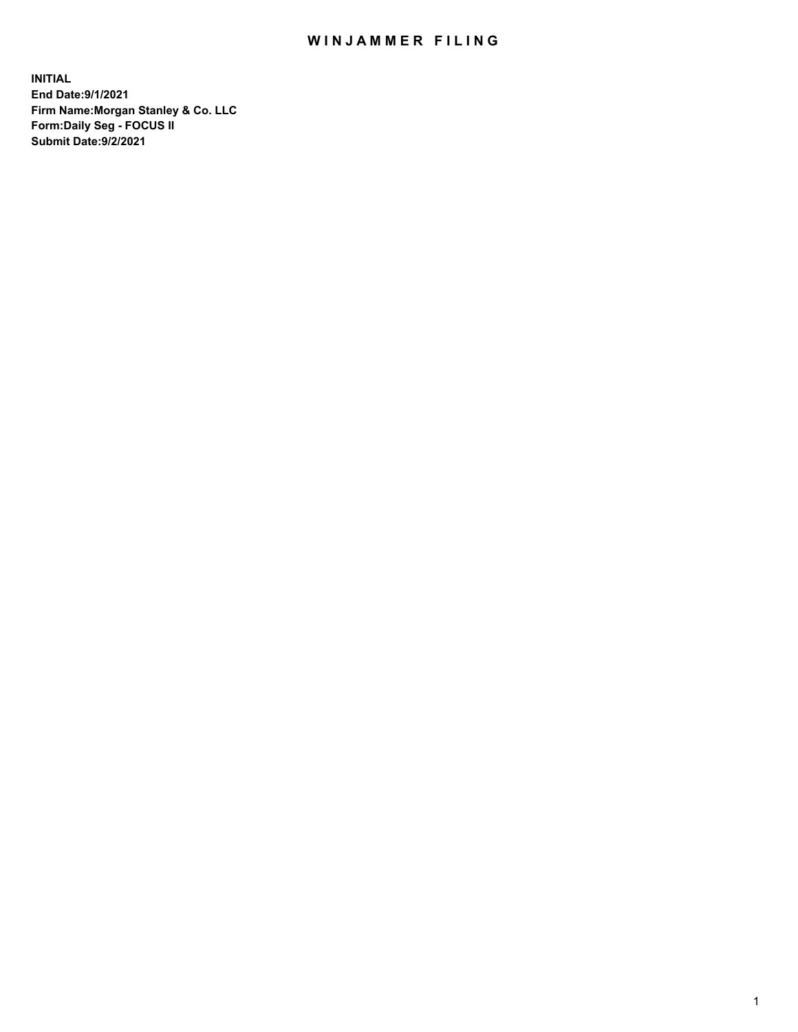# WINJAMMER FILING

**INITIAL**
**End Date:9/1/2021**
**Firm Name:Morgan Stanley & Co. LLC**
**Form:Daily Seg - FOCUS II**
**Submit Date:9/2/2021**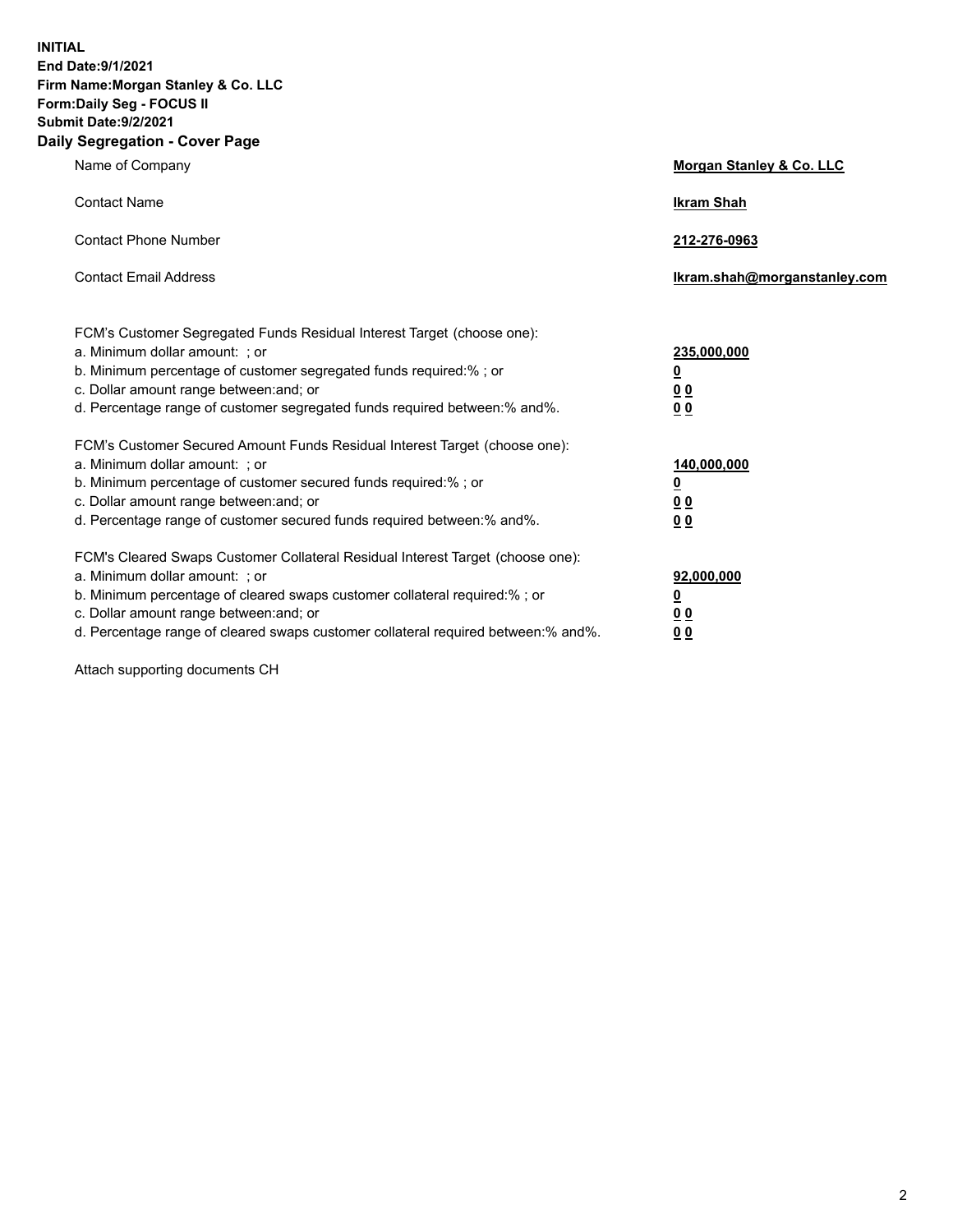**INITIAL**
**End Date:9/1/2021**
**Firm Name:Morgan Stanley & Co. LLC**
**Form:Daily Seg - FOCUS II**
**Submit Date:9/2/2021**

## Daily Segregation - Cover Page

| | |
|---|---|
| Name of Company | **Morgan Stanley & Co. LLC** |
| Contact Name | **Ikram Shah** |
| Contact Phone Number | **212-276-0963** |
| Contact Email Address | **Ikram.shah@morganstanley.com** |

| | |
|---|---|
| FCM's Customer Segregated Funds Residual Interest Target (choose one): | |
| a. Minimum dollar amount: ; or | **235,000,000** |
| b. Minimum percentage of customer segregated funds required:% ; or | **0** |
| c. Dollar amount range between:and; or | **0 0** |
| d. Percentage range of customer segregated funds required between:% and%. | **0 0** |
| FCM's Customer Secured Amount Funds Residual Interest Target (choose one): | |
| a. Minimum dollar amount: ; or | **140,000,000** |
| b. Minimum percentage of customer secured funds required:% ; or | **0** |
| c. Dollar amount range between:and; or | **0 0** |
| d. Percentage range of customer secured funds required between:% and%. | **0 0** |
| FCM's Cleared Swaps Customer Collateral Residual Interest Target (choose one): | |
| a. Minimum dollar amount: ; or | **92,000,000** |
| b. Minimum percentage of cleared swaps customer collateral required:% ; or | **0** |
| c. Dollar amount range between:and; or | **0 0** |
| d. Percentage range of cleared swaps customer collateral required between:% and%. | **0 0** |

Attach supporting documents CH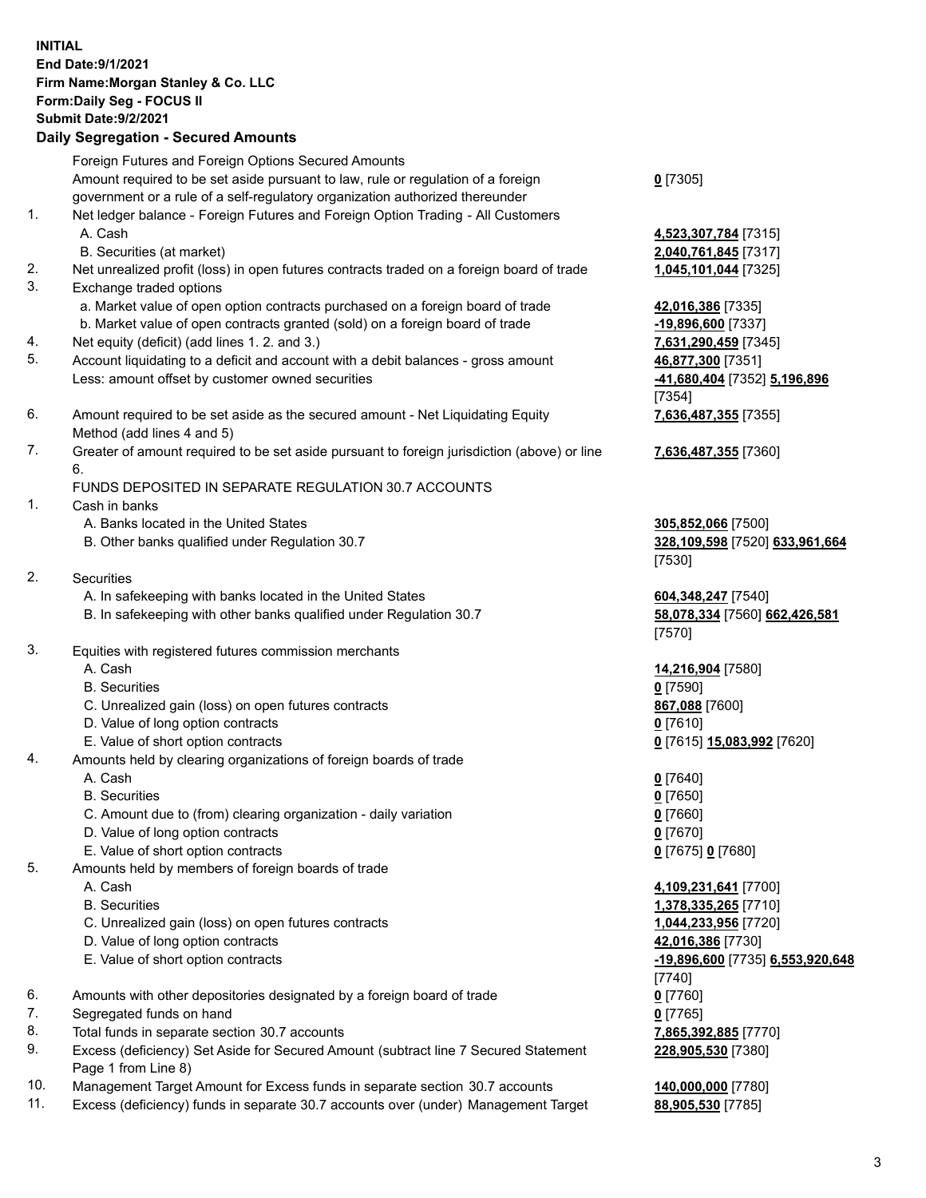**INITIAL**
**End Date:9/1/2021**
**Firm Name:Morgan Stanley & Co. LLC**
**Form:Daily Seg - FOCUS II**
**Submit Date:9/2/2021**

## Daily Segregation - Secured Amounts

| | | |
|---|---|---|
| | Foreign Futures and Foreign Options Secured Amounts | |
| | Amount required to be set aside pursuant to law, rule or regulation of a foreign government or a rule of a self-regulatory organization authorized thereunder | **0** [7305] |
| 1. | Net ledger balance - Foreign Futures and Foreign Option Trading - All Customers | |
| | A. Cash | **4,523,307,784** [7315] |
| | B. Securities (at market) | **2,040,761,845** [7317] |
| 2. | Net unrealized profit (loss) in open futures contracts traded on a foreign board of trade | **1,045,101,044** [7325] |
| 3. | Exchange traded options | |
| | a. Market value of open option contracts purchased on a foreign board of trade | **42,016,386** [7335] |
| | b. Market value of open contracts granted (sold) on a foreign board of trade | **-19,896,600** [7337] |
| 4. | Net equity (deficit) (add lines 1. 2. and 3.) | **7,631,290,459** [7345] |
| 5. | Account liquidating to a deficit and account with a debit balances - gross amount | **46,877,300** [7351] |
| | Less: amount offset by customer owned securities | **-41,680,404** [7352] **5,196,896** [7354] |
| 6. | Amount required to be set aside as the secured amount - Net Liquidating Equity Method (add lines 4 and 5) | **7,636,487,355** [7355] |
| 7. | Greater of amount required to be set aside pursuant to foreign jurisdiction (above) or line 6. | **7,636,487,355** [7360] |
| | FUNDS DEPOSITED IN SEPARATE REGULATION 30.7 ACCOUNTS | |
| 1. | Cash in banks | |
| | A. Banks located in the United States | **305,852,066** [7500] |
| | B. Other banks qualified under Regulation 30.7 | **328,109,598** [7520] **633,961,664** [7530] |
| 2. | Securities | |
| | A. In safekeeping with banks located in the United States | **604,348,247** [7540] |
| | B. In safekeeping with other banks qualified under Regulation 30.7 | **58,078,334** [7560] **662,426,581** [7570] |
| 3. | Equities with registered futures commission merchants | |
| | A. Cash | **14,216,904** [7580] |
| | B. Securities | **0** [7590] |
| | C. Unrealized gain (loss) on open futures contracts | **867,088** [7600] |
| | D. Value of long option contracts | **0** [7610] |
| | E. Value of short option contracts | **0** [7615] **15,083,992** [7620] |
| 4. | Amounts held by clearing organizations of foreign boards of trade | |
| | A. Cash | **0** [7640] |
| | B. Securities | **0** [7650] |
| | C. Amount due to (from) clearing organization - daily variation | **0** [7660] |
| | D. Value of long option contracts | **0** [7670] |
| | E. Value of short option contracts | **0** [7675] **0** [7680] |
| 5. | Amounts held by members of foreign boards of trade | |
| | A. Cash | **4,109,231,641** [7700] |
| | B. Securities | **1,378,335,265** [7710] |
| | C. Unrealized gain (loss) on open futures contracts | **1,044,233,956** [7720] |
| | D. Value of long option contracts | **42,016,386** [7730] |
| | E. Value of short option contracts | **-19,896,600** [7735] **6,553,920,648** [7740] |
| 6. | Amounts with other depositories designated by a foreign board of trade | **0** [7760] |
| 7. | Segregated funds on hand | **0** [7765] |
| 8. | Total funds in separate section 30.7 accounts | **7,865,392,885** [7770] |
| 9. | Excess (deficiency) Set Aside for Secured Amount (subtract line 7 Secured Statement Page 1 from Line 8) | **228,905,530** [7380] |
| 10. | Management Target Amount for Excess funds in separate section 30.7 accounts | **140,000,000** [7780] |
| 11. | Excess (deficiency) funds in separate 30.7 accounts over (under) Management Target | **88,905,530** [7785] |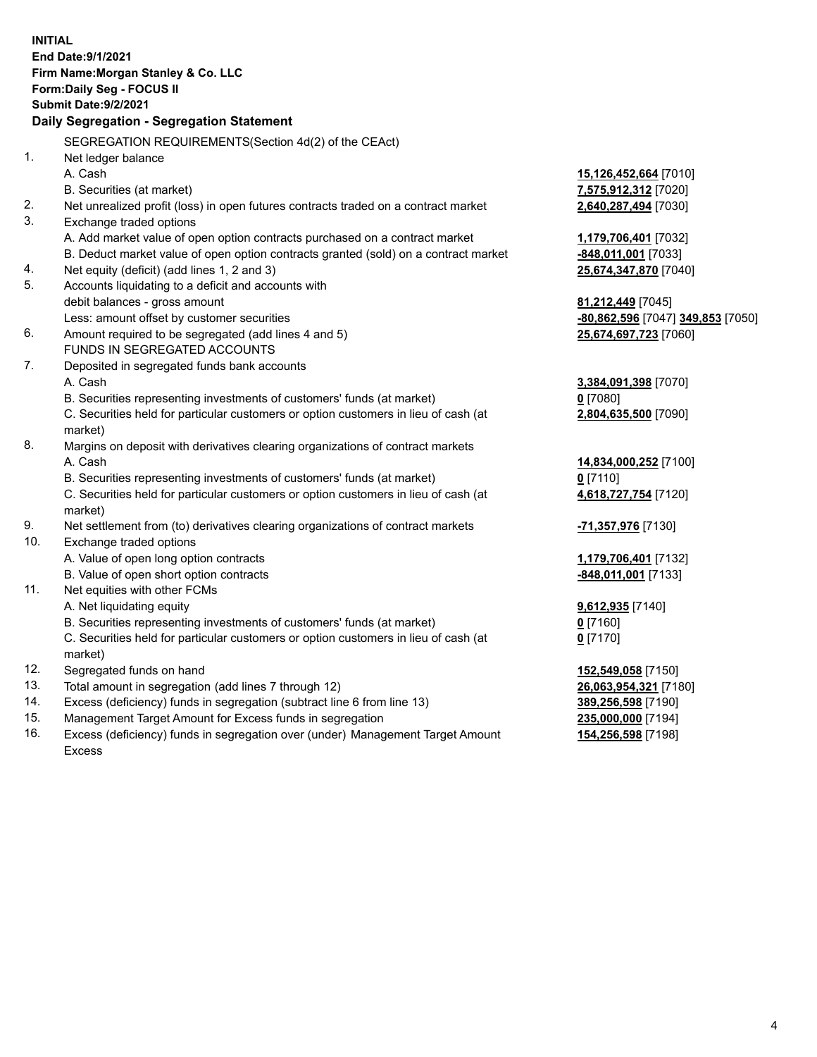**INITIAL**
**End Date:9/1/2021**
**Firm Name:Morgan Stanley & Co. LLC**
**Form:Daily Seg - FOCUS II**
**Submit Date:9/2/2021**

**Daily Segregation - Segregation Statement**

| | | |
|---|---|---|
| | SEGREGATION REQUIREMENTS(Section 4d(2) of the CEAct) | |
| 1. | Net ledger balance | |
| | A. Cash | **15,126,452,664** [7010] |
| | B. Securities (at market) | **7,575,912,312** [7020] |
| 2. | Net unrealized profit (loss) in open futures contracts traded on a contract market | **2,640,287,494** [7030] |
| 3. | Exchange traded options | |
| | A. Add market value of open option contracts purchased on a contract market | **1,179,706,401** [7032] |
| | B. Deduct market value of open option contracts granted (sold) on a contract market | **-848,011,001** [7033] |
| 4. | Net equity (deficit) (add lines 1, 2 and 3) | **25,674,347,870** [7040] |
| 5. | Accounts liquidating to a deficit and accounts with | |
| | debit balances - gross amount | **81,212,449** [7045] |
| | Less: amount offset by customer securities | **-80,862,596** [7047] **349,853** [7050] |
| 6. | Amount required to be segregated (add lines 4 and 5) | **25,674,697,723** [7060] |
| | FUNDS IN SEGREGATED ACCOUNTS | |
| 7. | Deposited in segregated funds bank accounts | |
| | A. Cash | **3,384,091,398** [7070] |
| | B. Securities representing investments of customers' funds (at market) | **0** [7080] |
| | C. Securities held for particular customers or option customers in lieu of cash (at market) | **2,804,635,500** [7090] |
| 8. | Margins on deposit with derivatives clearing organizations of contract markets | |
| | A. Cash | **14,834,000,252** [7100] |
| | B. Securities representing investments of customers' funds (at market) | **0** [7110] |
| | C. Securities held for particular customers or option customers in lieu of cash (at market) | **4,618,727,754** [7120] |
| 9. | Net settlement from (to) derivatives clearing organizations of contract markets | **-71,357,976** [7130] |
| 10. | Exchange traded options | |
| | A. Value of open long option contracts | **1,179,706,401** [7132] |
| | B. Value of open short option contracts | **-848,011,001** [7133] |
| 11. | Net equities with other FCMs | |
| | A. Net liquidating equity | **9,612,935** [7140] |
| | B. Securities representing investments of customers' funds (at market) | **0** [7160] |
| | C. Securities held for particular customers or option customers in lieu of cash (at market) | **0** [7170] |
| 12. | Segregated funds on hand | **152,549,058** [7150] |
| 13. | Total amount in segregation (add lines 7 through 12) | **26,063,954,321** [7180] |
| 14. | Excess (deficiency) funds in segregation (subtract line 6 from line 13) | **389,256,598** [7190] |
| 15. | Management Target Amount for Excess funds in segregation | **235,000,000** [7194] |
| 16. | Excess (deficiency) funds in segregation over (under) Management Target Amount Excess | **154,256,598** [7198] |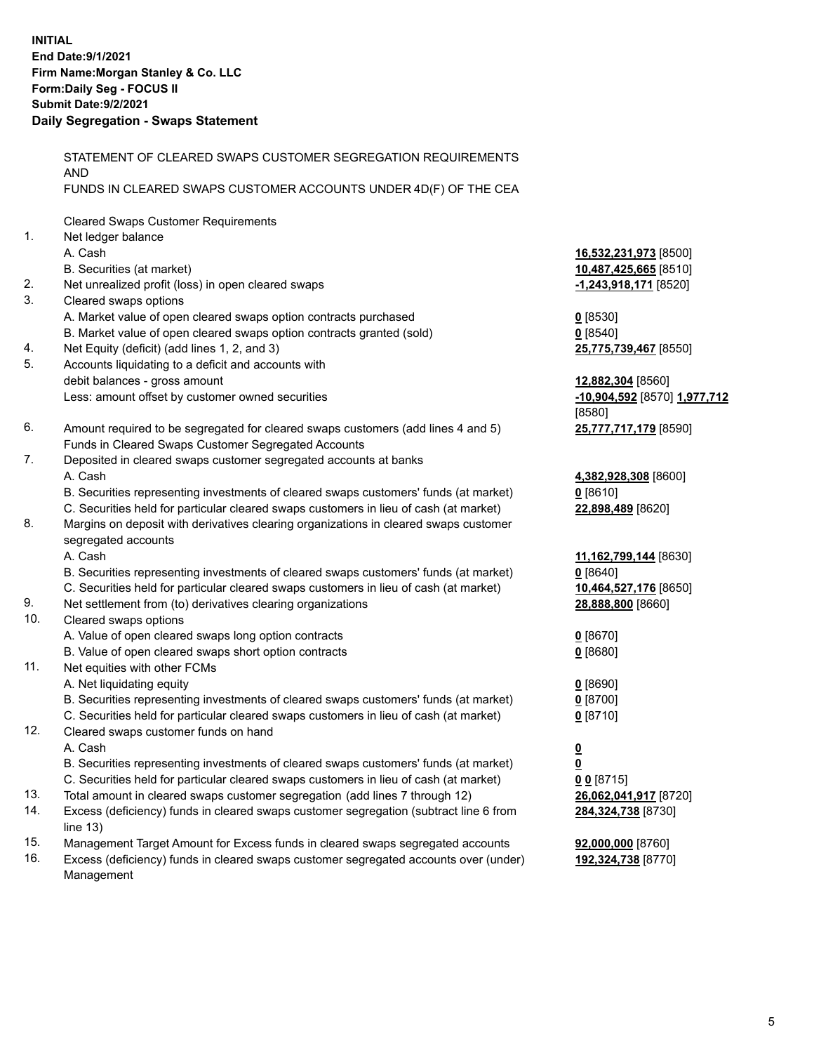**INITIAL**
**End Date:9/1/2021**
**Firm Name:Morgan Stanley & Co. LLC**
**Form:Daily Seg - FOCUS II**
**Submit Date:9/2/2021**
**Daily Segregation - Swaps Statement**

STATEMENT OF CLEARED SWAPS CUSTOMER SEGREGATION REQUIREMENTS AND
FUNDS IN CLEARED SWAPS CUSTOMER ACCOUNTS UNDER 4D(F) OF THE CEA

| | | |
|---|---|---|
| | Cleared Swaps Customer Requirements | |
| 1. | Net ledger balance | |
| | A. Cash | **16,532,231,973** [8500] |
| | B. Securities (at market) | **10,487,425,665** [8510] |
| 2. | Net unrealized profit (loss) in open cleared swaps | **-1,243,918,171** [8520] |
| 3. | Cleared swaps options | |
| | A. Market value of open cleared swaps option contracts purchased | **0** [8530] |
| | B. Market value of open cleared swaps option contracts granted (sold) | **0** [8540] |
| 4. | Net Equity (deficit) (add lines 1, 2, and 3) | **25,775,739,467** [8550] |
| 5. | Accounts liquidating to a deficit and accounts with debit balances - gross amount | **12,882,304** [8560] |
| | Less: amount offset by customer owned securities | **-10,904,592** [8570] **1,977,712** [8580] |
| 6. | Amount required to be segregated for cleared swaps customers (add lines 4 and 5) | **25,777,717,179** [8590] |
| | Funds in Cleared Swaps Customer Segregated Accounts | |
| 7. | Deposited in cleared swaps customer segregated accounts at banks | |
| | A. Cash | **4,382,928,308** [8600] |
| | B. Securities representing investments of cleared swaps customers' funds (at market) | **0** [8610] |
| | C. Securities held for particular cleared swaps customers in lieu of cash (at market) | **22,898,489** [8620] |
| 8. | Margins on deposit with derivatives clearing organizations in cleared swaps customer segregated accounts | |
| | A. Cash | **11,162,799,144** [8630] |
| | B. Securities representing investments of cleared swaps customers' funds (at market) | **0** [8640] |
| | C. Securities held for particular cleared swaps customers in lieu of cash (at market) | **10,464,527,176** [8650] |
| 9. | Net settlement from (to) derivatives clearing organizations | **28,888,800** [8660] |
| 10. | Cleared swaps options | |
| | A. Value of open cleared swaps long option contracts | **0** [8670] |
| | B. Value of open cleared swaps short option contracts | **0** [8680] |
| 11. | Net equities with other FCMs | |
| | A. Net liquidating equity | **0** [8690] |
| | B. Securities representing investments of cleared swaps customers' funds (at market) | **0** [8700] |
| | C. Securities held for particular cleared swaps customers in lieu of cash (at market) | **0** [8710] |
| 12. | Cleared swaps customer funds on hand | |
| | A. Cash | **0** |
| | B. Securities representing investments of cleared swaps customers' funds (at market) | **0** |
| | C. Securities held for particular cleared swaps customers in lieu of cash (at market) | **0** **0** [8715] |
| 13. | Total amount in cleared swaps customer segregation (add lines 7 through 12) | **26,062,041,917** [8720] |
| 14. | Excess (deficiency) funds in cleared swaps customer segregation (subtract line 6 from line 13) | **284,324,738** [8730] |
| 15. | Management Target Amount for Excess funds in cleared swaps segregated accounts | **92,000,000** [8760] |
| 16. | Excess (deficiency) funds in cleared swaps customer segregated accounts over (under) Management | **192,324,738** [8770] |